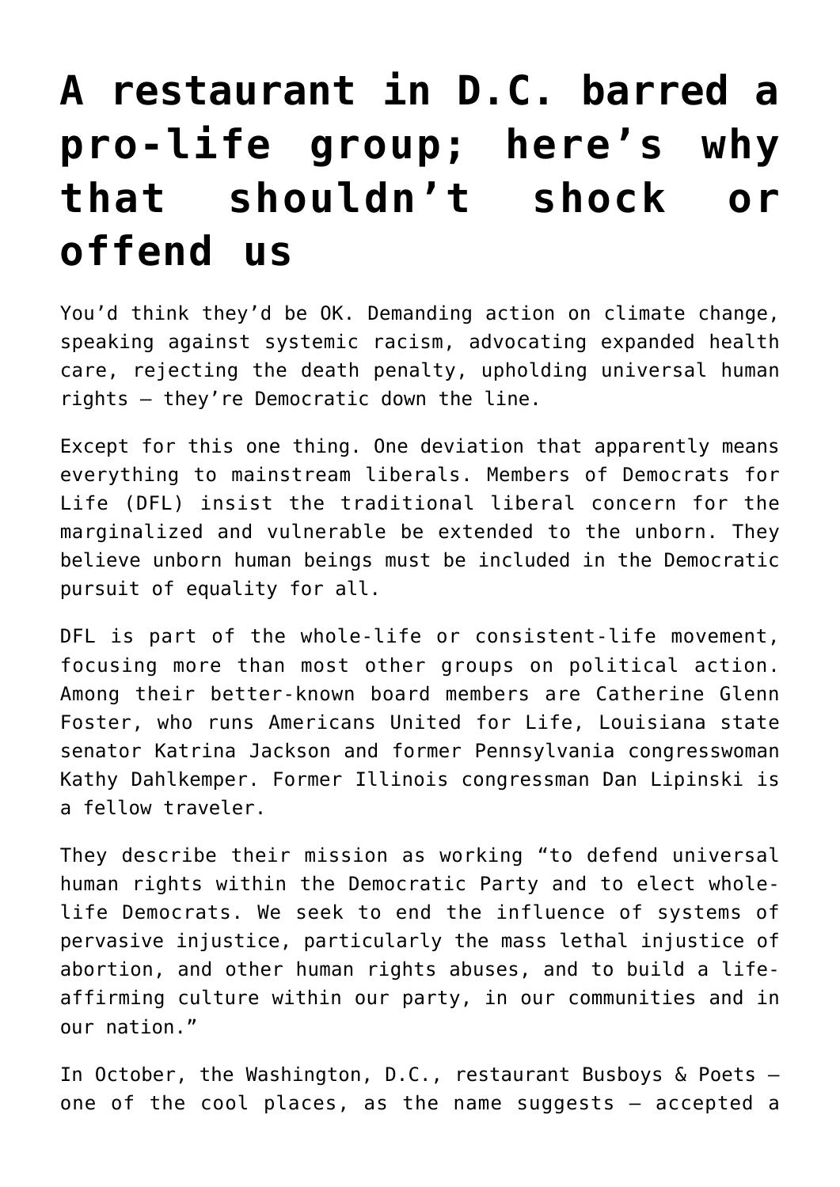# A restaurant in D.C. barred a pro-life group; here's why that shouldn't shock or offend us

You'd think they'd be OK. Demanding action on climate change, speaking against systemic racism, advocating expanded health care, rejecting the death penalty, upholding universal human rights — they're Democratic down the line.

Except for this one thing. One deviation that apparently means everything to mainstream liberals. Members of Democrats for Life (DFL) insist the traditional liberal concern for the marginalized and vulnerable be extended to the unborn. They believe unborn human beings must be included in the Democratic pursuit of equality for all.

DFL is part of the whole-life or consistent-life movement, focusing more than most other groups on political action. Among their better-known board members are Catherine Glenn Foster, who runs Americans United for Life, Louisiana state senator Katrina Jackson and former Pennsylvania congresswoman Kathy Dahlkemper. Former Illinois congressman Dan Lipinski is a fellow traveler.

They describe their mission as working "to defend universal human rights within the Democratic Party and to elect whole-life Democrats. We seek to end the influence of systems of pervasive injustice, particularly the mass lethal injustice of abortion, and other human rights abuses, and to build a life-affirming culture within our party, in our communities and in our nation."

In October, the Washington, D.C., restaurant Busboys & Poets — one of the cool places, as the name suggests — accepted a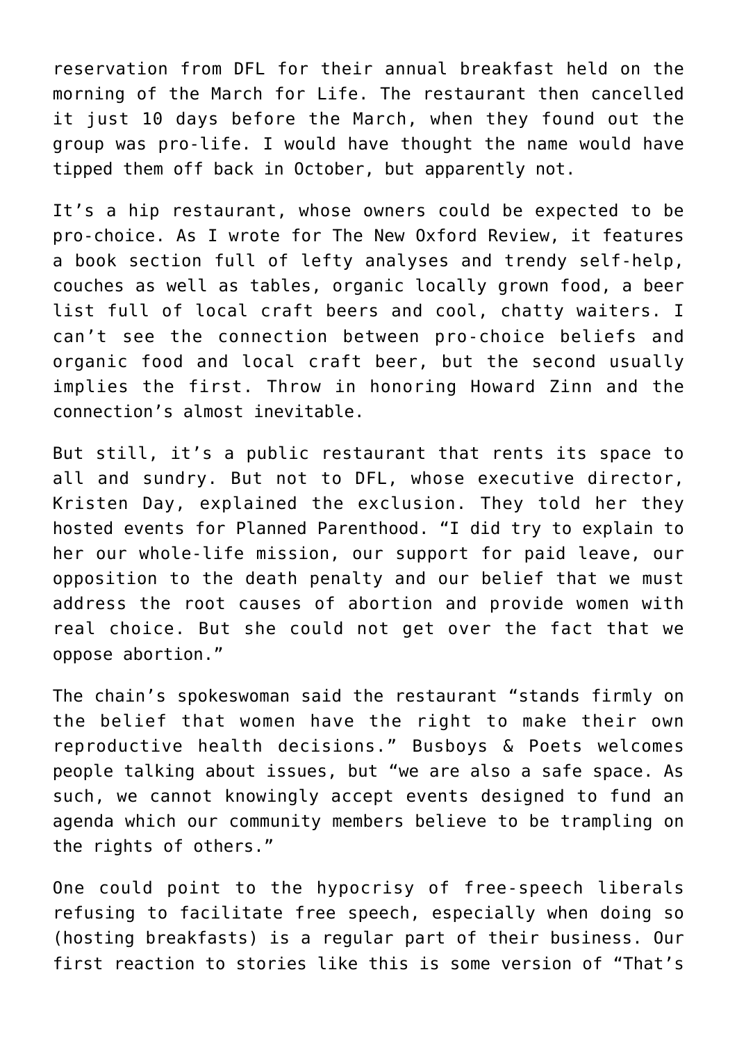reservation from DFL for their annual breakfast held on the morning of the March for Life. The restaurant then cancelled it just 10 days before the March, when they found out the group was pro-life. I would have thought the name would have tipped them off back in October, but apparently not.

It's a hip restaurant, whose owners could be expected to be pro-choice. As I wrote for The New Oxford Review, it features a book section full of lefty analyses and trendy self-help, couches as well as tables, organic locally grown food, a beer list full of local craft beers and cool, chatty waiters. I can't see the connection between pro-choice beliefs and organic food and local craft beer, but the second usually implies the first. Throw in honoring Howard Zinn and the connection's almost inevitable.

But still, it's a public restaurant that rents its space to all and sundry. But not to DFL, whose executive director, Kristen Day, explained the exclusion. They told her they hosted events for Planned Parenthood. "I did try to explain to her our whole-life mission, our support for paid leave, our opposition to the death penalty and our belief that we must address the root causes of abortion and provide women with real choice. But she could not get over the fact that we oppose abortion."

The chain's spokeswoman said the restaurant "stands firmly on the belief that women have the right to make their own reproductive health decisions." Busboys & Poets welcomes people talking about issues, but "we are also a safe space. As such, we cannot knowingly accept events designed to fund an agenda which our community members believe to be trampling on the rights of others."

One could point to the hypocrisy of free-speech liberals refusing to facilitate free speech, especially when doing so (hosting breakfasts) is a regular part of their business. Our first reaction to stories like this is some version of "That's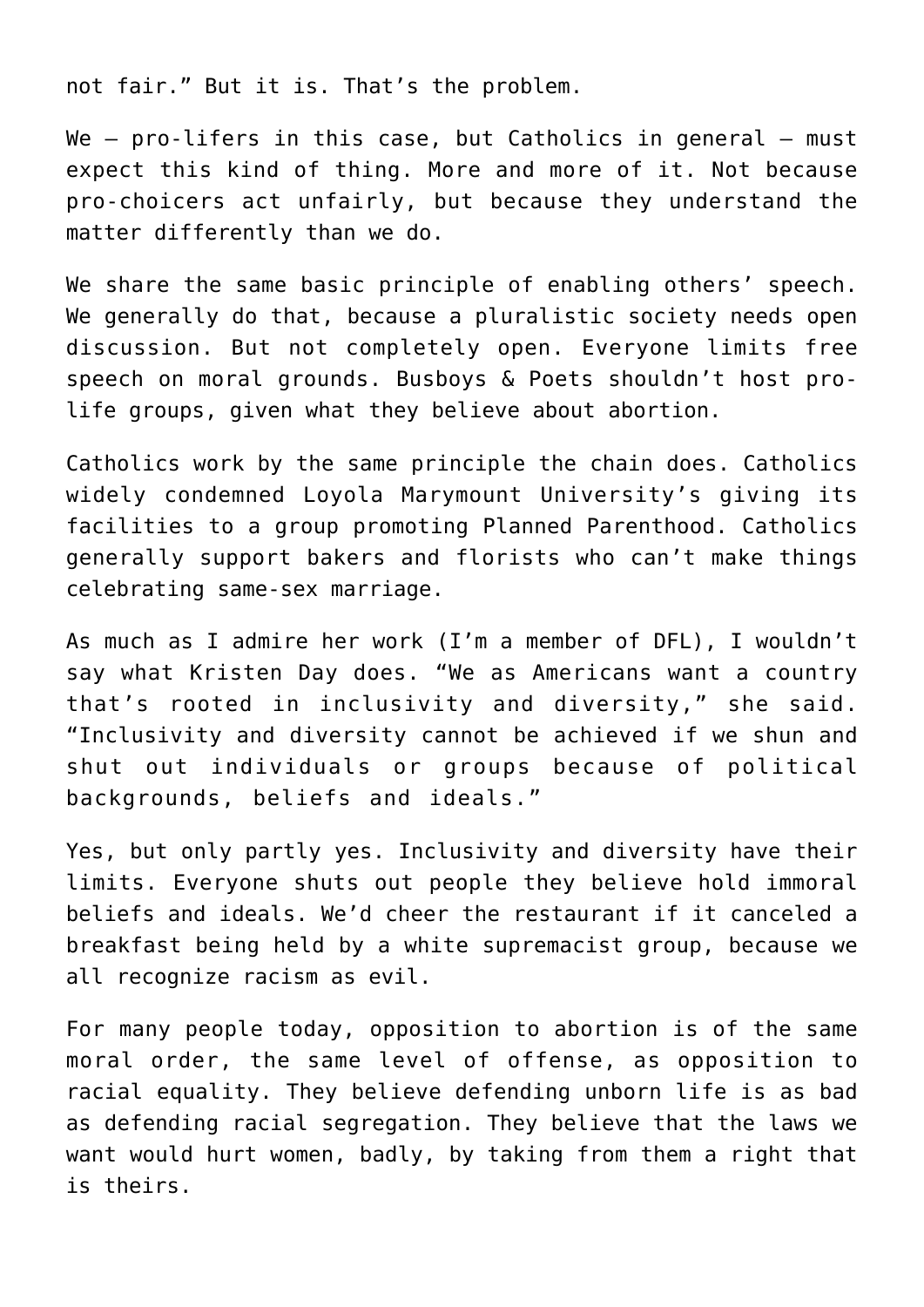not fair." But it is. That's the problem.

We — pro-lifers in this case, but Catholics in general — must expect this kind of thing. More and more of it. Not because pro-choicers act unfairly, but because they understand the matter differently than we do.

We share the same basic principle of enabling others' speech. We generally do that, because a pluralistic society needs open discussion. But not completely open. Everyone limits free speech on moral grounds. Busboys & Poets shouldn't host pro-life groups, given what they believe about abortion.

Catholics work by the same principle the chain does. Catholics widely condemned Loyola Marymount University's giving its facilities to a group promoting Planned Parenthood. Catholics generally support bakers and florists who can't make things celebrating same-sex marriage.

As much as I admire her work (I'm a member of DFL), I wouldn't say what Kristen Day does. "We as Americans want a country that's rooted in inclusivity and diversity," she said. "Inclusivity and diversity cannot be achieved if we shun and shut out individuals or groups because of political backgrounds, beliefs and ideals."

Yes, but only partly yes. Inclusivity and diversity have their limits. Everyone shuts out people they believe hold immoral beliefs and ideals. We'd cheer the restaurant if it canceled a breakfast being held by a white supremacist group, because we all recognize racism as evil.

For many people today, opposition to abortion is of the same moral order, the same level of offense, as opposition to racial equality. They believe defending unborn life is as bad as defending racial segregation. They believe that the laws we want would hurt women, badly, by taking from them a right that is theirs.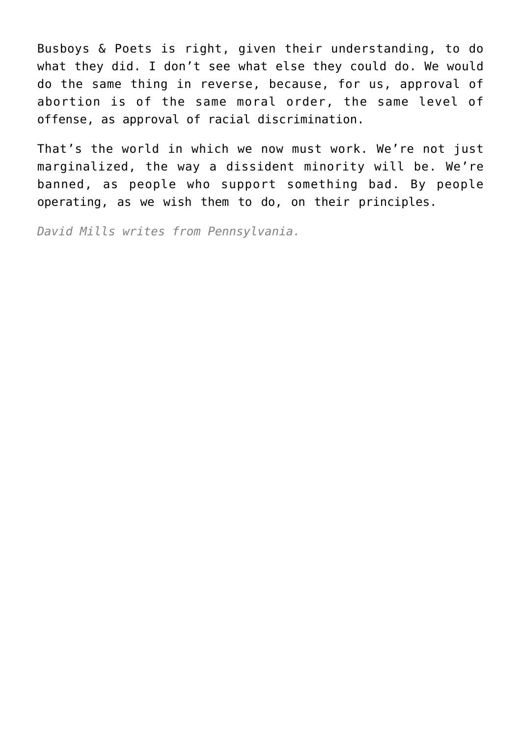Busboys & Poets is right, given their understanding, to do what they did. I don't see what else they could do. We would do the same thing in reverse, because, for us, approval of abortion is of the same moral order, the same level of offense, as approval of racial discrimination.

That's the world in which we now must work. We're not just marginalized, the way a dissident minority will be. We're banned, as people who support something bad. By people operating, as we wish them to do, on their principles.

*David Mills writes from Pennsylvania.*